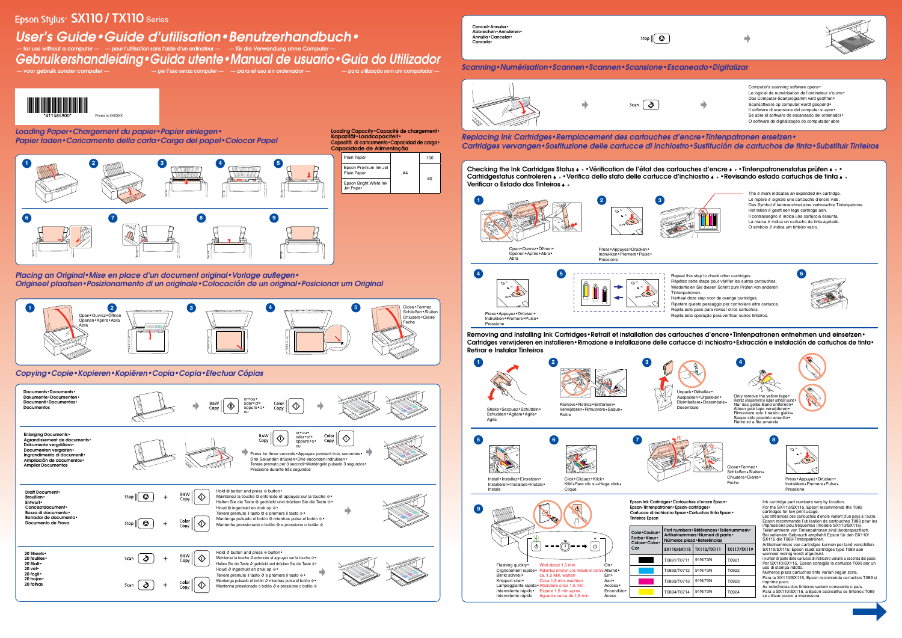# Epson Stylus® SX110 / TX110 Series

## User's Guide • Guide d'utilisation • Benutzerhandbuch •

— for use without a computer — — pour l'utilisation sans l'aide d'un ordinateur — — für die Verwendung ohne Computer —

## Gebruikershandleiding • Guida utente • Manual de usuario • Guia do Utilizador

— voor gebruik zonder computer — — per l'uso senza computer — — para el uso sin ordenador — — para utilização sem um computador —

*4115859OO*

Printed in XXXXXX

## Loading Paper • Chargement du papier • Papier einlegen • Papier laden • Caricamento della carta • Carga del papel • Colocar Papel

Loading Capacity • Capacité de chargement • Kapazität • Laadcapaciteit • Capacità di caricamento • Capacidad de carga • Capacidade de Alimentação

| | | |
|---|---|---|
| Plain Paper | A4 | 100 |
| Epson Premium Ink Jet Plain Paper | | 80 |
| Epson Bright White Ink Jet Paper | | |

1 2 3 4 5 6 7 8 9

## Placing an Original • Mise en place d'un document original • Vorlage auflegen • Origineel plaatsen • Posizionamento di un originale • Colocación de un original • Posicionar um Original

1 2 Open • Ouvrez • Öffnen Openen • Aprire • Abra 3 4 5 Close • Fermez Schließen • Sluiten Chiudere • Cierre Feche

## Copying • Copie • Kopieren • Kopiëren • Copia • Copia • Efectuar Cópias

Documents • Documents • Dokumente • Documenten • Documenti • Documentos • Documentos

B&W Copy — or • ou • oder • of • oppure • o • ou — Color Copy

Enlarging Documents • Agrandissement de documents • Dokumente vergrößern • Documenten vergroten • Ingrandimento di documenti • Ampliación de documentos • Ampliar Documentos

B&W Copy — or • ou • oder • of • oppure • o • ou — Color Copy

Press for three seconds • Appuyez pendant trois secondes • Drei Sekunden drücken • Drie seconden indrukken • Tenere premuto per 3 secondi • Mantenga pulsado 3 segundos • Pressione durante três segundos

Draft Document • Brouillon • Entwurf • Conceptdocument • Bozza di documento • Borrador de documento • Documento de Prova

Stop + B&W Copy

Hold ⊘ button and press ◇ button • Maintenez la touche ⊘ enfoncée et appuyez sur la touche ◇ • Halten Sie die Taste ⊘ gedrückt und drücken Sie die Taste ◇ • Houd ⊘ ingedrukt en druk op ◇ • Tenere premuto il tasto ⊘ e premere il tasto ◇ • Mantenga pulsado el botón ⊘ mientras pulsa el botón ◇ • Mantenha pressionado o botão ⊘ e pressione o botão ◇

Stop + Color Copy

20 Sheets • 20 feuilles • 20 Blatt • 20 vel • 20 fogli • 20 hojas • 20 folhas

Scan + B&W Copy

Hold ⊘ button and press ◇ button • Maintenez la touche ⊘ enfoncée et appuyez sur la touche ◇ • Halten Sie die Taste ⊘ gedrückt und drücken Sie die Taste ◇ • Houd ⊘ ingedrukt en druk op ◇ • Tenere premuto il tasto ⊘ e premere il tasto ◇ • Mantenga pulsado el botón ⊘ mientras pulsa el botón ◇ • Mantenha pressionado o botão ⊘ e pressione o botão ◇

Scan + Color Copy

Cancel • Annuler • Abbrechen • Annuleren • Annulla • Cancelar • Cancelar

Stop

## Scanning • Numérisation • Scannen • Scannen • Scansione • Escaneado • Digitalizar

Scan

Computer's scanning software opens • Le logiciel de numérisation de l'ordinateur s'ouvre • Das Computer-Scanprogramm wird geöffnet • Scansoftware op computer wordt geopend • Il software di scansione del computer si apre • Se abre el software de escaneado del ordenador • O software de digitalização do computador abre

## Replacing Ink Cartridges • Remplacement des cartouches d'encre • Tintenpatronen ersetzen • Cartridges vervangen • Sostituzione delle cartucce di inchiostro • Sustitución de cartuchos de tinta • Substituir Tinteiros

### Checking the Ink Cartridges Status • Vérification de l'état des cartouches d'encre • Tintenpatronenstatus prüfen • Cartridgestatus controleren • Verifica dello stato delle cartucce d'inchiostro • Revisando estado cartuchos de tinta • Verificar o Estado dos Tinteiros

1 Open • Ouvrez • Öffnen • Openen • Aprire • Abra • Abra

2 Press • Appuyez • Drücken • Indrukken • Premere • Pulse • Pressione

3

The mark indicates an expended ink cartridge. Le repère signale une cartouche d'encre vide. Das Symbol kennzeichnet eine verbrauchte Tintenpatrone. Het teken geeft een lege cartridge aan. Il contrassegno indica una cartuccia esaurita. La marca indica un cartucho de tinta agotado. O símbolo indica um tinteiro vazio.

4 Press • Appuyez • Drücken • Indrukken • Premere • Pulse • Pressione

5 Repeat this step to check other cartridges. Répétez cette étape pour vérifier les autres cartouches. Wiederholen Sie diesen Schritt zum Prüfen von anderen Tintenpatronen. Herhaal deze stap voor de overige cartridges. Ripetere questo passaggio per controllare altre cartucce. Repita este paso para revisar otros cartuchos. Repita esta operação para verificar outros tinteiros.

6

### Removing and Installing Ink Cartridges • Retrait et installation des cartouches d'encre • Tintenpatronen entnehmen und einsetzen • Cartridges verwijderen en installeren • Rimozione e installazione delle cartucce di inchiostro • Extracción e instalación de cartuchos de tinta • Retirar e Instalar Tinteiros

1 Shake • Secouez • Schütteln • Schudden • Agitare • Agite • Agite

2 Remove • Retirez • Entfernen • Verwijderen • Rimuovere • Saque • Retire

3 Unpack • Déballez • Auspacken • Uitpakken • Disimballare • Desembale • Desembale

4 Only remove the yellow tape • Retirez uniquement le ruban adhésif jaune • Nur das gelbe Band entfernen • Alleen gele tape verwijderen • Rimuovere solo il nastro giallo • Saque sólo precinto amarillo • Retire só a fita amarela

5 Install • Installez • Einsetzen • Installeren • Installare • Instale • Instale

6 Click • Cliquez • Klick • Klik! • Fare clic su • Haga click • Clique

7 Close • Fermez • Schließen • Sluiten • Chiudere • Cierre • Feche

8 Press • Appuyez • Drücken • Indrukken • Premere • Pulse • Pressione

9 Flashing quickly • Clignotement rapide • Blinkt schnell • Knippert snel • Lampeggiante rapida • Intermitente rápido • Intermitente rápido

Wait about 1.5 min • Patientez environ une minute et demie • ca. 1,5 Min. warten • Circa 1,5 min. wachten • Attendere circa 1,5 min. • Espere 1,5 min aprox. • Aguarde cerca de 1,5 min.

On • Allumé • Ein • Aan • Accesa • Encendido • Aceso

Epson Ink Cartridges • Cartouches d'encre Epson • Epson-Tintenpatronen • Epson-cartridges • Cartucce di inchiostro Epson • Cartuchos tinta Epson • Tinteiros Epson

| Color • Couleur • Farbe • Kleur • Colore • Color • Cor | Part numbers • Références • Teilenummern • Artikelnummers • Numeri di parte • Números pieza • Referências | | |
|---|---|---|---|
| | SX110/SX115 | TX110/TX111 | TX117/TX119 |
| Black | T0891/T0711 | 91N/73N | T0921 |
| Cyan | T0892/T0712 | 91N/73N | T0922 |
| Magenta | T0893/T0713 | 91N/73N | T0923 |
| Yellow | T0894/T0714 | 91N/73N | T0924 |

Ink cartridge part numbers vary by location. For the SX110/SX115, Epson recommends the T089 cartridges for low print usage. Les références des cartouches d'encre varient d'un pays à l'autre. Epson recommande l'utilisation de cartouches T089 pour les impressions peu fréquentes (modèle SX110/SX115). Teilenummern von Tintenpatronen sind länderspezifisch. Bei seltenem Gebrauch empfiehlt Epson für den SX110/SX115 die T089-Tintenpatronen. Artikelnummers van cartridges kunnen per land verschillen. SX110/SX115: Epson raadt cartridges type T089 aan wanneer weinig wordt afgedrukt. I numeri di parte delle cartucce di inchiostro variano a seconda del paese. Per SX110/SX115, Epson consiglia le cartucce T089 per un uso di stampa ridotto. Números pieza cartuchos tinta varían según zona. Para la SX110/SX115, Epson recomienda cartuchos T089 si imprime poco. As referências dos tinteiros variam consoante o país. Para a SX110/SX115, a Epson aconselha os tinteiros T089 se utilizar pouco a impressora.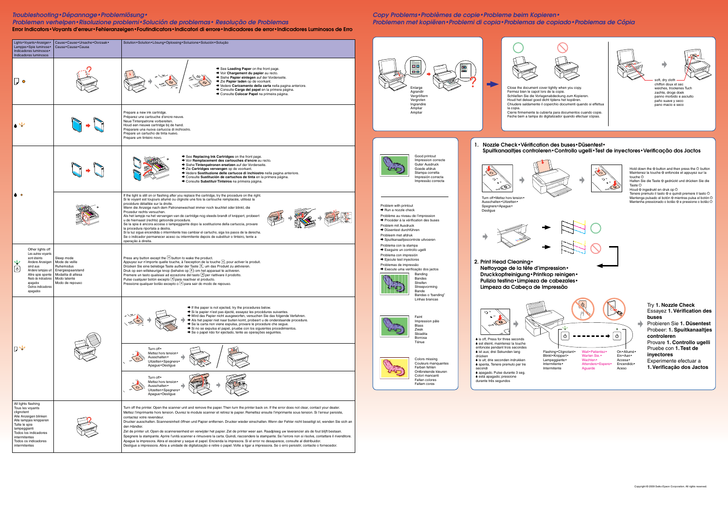# Troubleshooting • Dépannage • Problemlösung • Problemen verhelpen • Risoluzione problemi • Solución de problemas • Resolução de Problemas

## Error Indicators • Voyants d'erreur • Fehleranzeigen • Foutindicators • Indicatori di errore • Indicadores de error • Indicadores Luminosos de Erro

| Lights • Voyants • Anzeigen • Lampjes • Spie luminose • Indicadores luminosos • Indicadores luminosos | Cause • Cause • Ursache • Oorzaak • Causa • Causa • Causa | Solution • Solution • Lösung • Oplossing • Soluzione • Solución • Solução |
|---|---|---|
| | | ➡ See **Loading Paper** on the front page. ➡ Voir **Chargement du papier** au recto. ➡ Siehe **Papier einlegen** auf der Vorderseite. ➡ Zie **Papier laden** op de voorkant. ➡ Vedere **Caricamento della carta** nella pagina anteriore. ➡ Consulte **Carga del papel** en la primera página. ➡ Consulte **Colocar Papel** na primeira página. |
| | | Prepare a new ink cartridge. Préparez une cartouche d'encre neuve. Neue Tintenpatrone vorbereiten. Houd een nieuwe cartridge bij de hand. Preparare una nuova cartuccia di inchiostro. Prepare un cartucho de tinta nuevo. Prepare um tinteiro novo. |
| | | ➡ See **Replacing Ink Cartridges** on the front page. ➡ Voir **Remplacement des cartouches d'encre** au recto. ➡ Siehe **Tintenpatronen ersetzen** auf der Vorderseite. ➡ Zie **Cartridges vervangen** op de voorkant. ➡ Vedere **Sostituzione delle cartucce di inchiostro** nella pagina anteriore. ➡ Consulte **Sustitución de cartuchos de tinta** en la primera página. ➡ Consulte **Substituir Tinteiros** na primeira página. |
| | | If the light is still on or flashing after you replace the cartridge, try the procedure on the right. Si le voyant est toujours allumé ou clignote une fois la cartouche remplacée, utilisez la procédure détaillée sur la droite. Wenn die Anzeige nach dem Patronenwechsel immer noch leuchtet oder blinkt, die Prozedur rechts versuchen. Als het lampje na het vervangen van de cartridge nog steeds brandt of knippert, probeert u de hiernaast (rechts) getoonde procedure. Se la spia è ancora accesa o lampeggiante dopo la sostituzione della cartuccia, provare la procedura riportata a destra. Si la luz sigue encendida o intermitente tras cambiar el cartucho, siga los pasos de la derecha. Se o indicador permanecer aceso ou intermitente depois de substituir o tinteiro, tente a operação à direita. |
| Other lights off / Les autres voyants sont éteints / Andere Anzeigen sind aus / Andere lampjes uit / Altre spie spente / Resto de indicadores apagados / Outros indicadores apagados | Sleep mode / Mode de veille / Ruhemodus / Energiespaarstand / Modalità di attesa / Modo latente / Modo de repouso | Press any button except the ⏻ button to wake the product. Appuyez sur n'importe quelle touche, à l'exception de la touche ⏻, pour activer le produit. Drücken Sie eine beliebige Taste außer der Taste ⏻, um das Produkt zu aktivieren. Druk op een willekeurige knop (behalve op ⏻) om het apparaat te activeren. Premere un tasto qualsiasi ad eccezione del tasto ⏻ per riattivare il prodotto. Pulse cualquier botón excepto ⏻ para reactivar el producto. Pressione qualquer botão excepto o ⏻ para sair do modo de repouso. |
| | | ➡ If the paper is not ejected, try the procedures below. ➡ Si le papier n'est pas éjecté, essayez les procédures suivantes. ➡ Wird das Papier nicht ausgeworfen, versuchen Sie das folgende Verfahren. ➡ Als het papier niet naar buiten komt, probeert u de onderstaande procedure. ➡ Se la carta non viene espulsa, provare le procedure che segue. ➡ Si no se expulsa el papel, pruebe con los siguientes procedimientos. ➡ Se o papel não for ejectado, tente as operações seguintes. Turn off • Mettez hors tension • Ausschalten • Uitzetten • Spegnere • Apague • Desligue |
| All lights flashing / Tous les voyants clignotent / Alle Anzeigen blinken / Alle lampjes knipperen / Tutte le spie lampeggianti / Todos los indicadores intermitentes / Todos os indicadores intermitentes | | Turn off the printer. Open the scanner unit and remove the paper. Then turn the printer back on. If the error does not clear, contact your dealer. Mettez l'imprimante hors tension. Ouvrez le module scanner et retirez le papier. Remettez ensuite l'imprimante sous tension. Si l'erreur persiste, contactez votre revendeur. Drucker ausschalten. Scannereinheit öffnen und Papier entfernen. Drucker wieder einschalten. Wenn der Fehler nicht beseitigt ist, wenden Sie sich an den Händler. Zet de printer uit. Open de scannereenheid en verwijder het papier. Zet de printer weer aan. Raadpleeg uw leverancier als de fout blijft bestaan. Spegnere la stampante. Aprire l'unità scanner e rimuovere la carta. Quindi, riaccendere la stampante. Se l'errore non si risolve, contattare il rivenditore. Apague la impresora. Abra el escáner y saque el papel. Encienda la impresora. Si el error no desaparece, consulte al distribuidor. Desligue a impressora. Abra a unidade de digitalização e retire o papel. Volte a ligar a impressora. Se o erro persistir, contacte o fornecedor. |

# Copy Problems • Problèmes de copie • Probleme beim Kopieren • Problemen met kopiëren • Problemi di copia • Problemas de copiado • Problemas de Cópia

Enlarge
Agrandir
Vergrößern
Vergroten
Ingrandire
Ampliar
Ampliar

Close the document cover tightly when you copy.
Fermez bien le capot lors de la copie.
Schließen Sie die Vorlagenabdeckung zum Kopieren.
Houd het deksel goed dicht tijdens het kopiëren.
Chiudere saldamente il coperchio documenti quando si effettua la copia.
Cierre firmemente la cubierta para documentos cuando copie.
Feche bem a tampa do digitalizador quando efectuar cópias.

soft, dry cloth
chiffon doux et sec
weiches, trockenes Tuch
zachte, droge doek
panno morbido e asciutto
paño suave y seco
pano macio e seco

Good printout
Impression correcte
Guter Ausdruck
Goede afdruk
Stampa corretta
Impresión correcta
Impressão correcta

Problem with printout
➡ Run a nozzle check
Problème au niveau de l'impression
➡ Procéder à la vérification des buses
Problem mit Ausdruck
➡ Düsentest durchführen
Probleem met afdruk
➡ Spuitkanaaltjescontrole uitvoeren
Problema con la stampa
➡ Eseguire un controllo ugelli
Problema con impresión
➡ Ejecute test inyectores
Problemas de impressão
➡ Execute uma verificação dos jactos

Banding
Bandes
Streifen
Streepvorming
Bande
Bandas o "banding"
Linhas brancas

Faint
Impression pâle
Blass
Zwak
Sbiadita
Borrosa
Ténue

Colors missing
Couleurs manquantes
Farben fehlen
Ontbrekende kleuren
Colori mancanti
Faltan colores
Faltam cores

## 1. Nozzle Check • Vérification des buses • Düsentest • Spuitkanaaltjes controleren • Controllo ugelli • Test de inyectores • Verificação dos Jactos

Turn off • Mettez hors tension • Ausschalten • Uitzetten • Spegnere • Apague • Desligue

Hold down the ⊘ button and then press the ⏻ button
Maintenez la touche ⊘ enfoncée et appuyez sur la touche ⏻
Halten Sie die Taste ⊘ gedrückt und drücken Sie die Taste ⏻
Houd ⊘ ingedrukt en druk op ⏻
Tenere premuto il tasto ⊘ e quindi premere il tasto ⏻
Mantenga pulsado el botón ⊘ mientras pulsa el botón ⏻
Mantenha pressionado o botão ⊘ e pressione o botão ⏻

## 2. Print Head Cleaning • Nettoyage de la tête d'impression • Druckkopfreinigung • Printkop reinigen • Pulizia testina • Limpieza de cabezales • Limpeza da Cabeça de Impressão

is off, Press for three seconds
est éteint, maintenez la touche enfoncée pendant trois secondes
ist aus; drei Sekunden lang drücken
is uit; drie seconden indrukken
spenta, Tenere premuto per tre secondi
apagado. Pulse durante 3 seg.
está apagado; pressione durante três segundos

Flashing • Clignotant • Blinkt • Knippert • Lampeggiante • Intermitente • Intermitente

Wait • Patientez • Warten Sie. • Wachten • Attendere • Espere • Aguarde

On • Allumé • Ein • Aan • Accesa • Encendido • Aceso

Try **1. Nozzle Check**
Essayez **1. Vérification des buses**
Probieren Sie **1. Düsentest**
Probeer: **1. Spuitkanaaltjes controleren**
Provare **1. Controllo ugelli**
Pruebe con **1. Test de inyectores**
Experimente efectuar a **1. Verificação dos Jactos**

Copyright © 2009 Seiko Epson Corporation. All rights reserved.